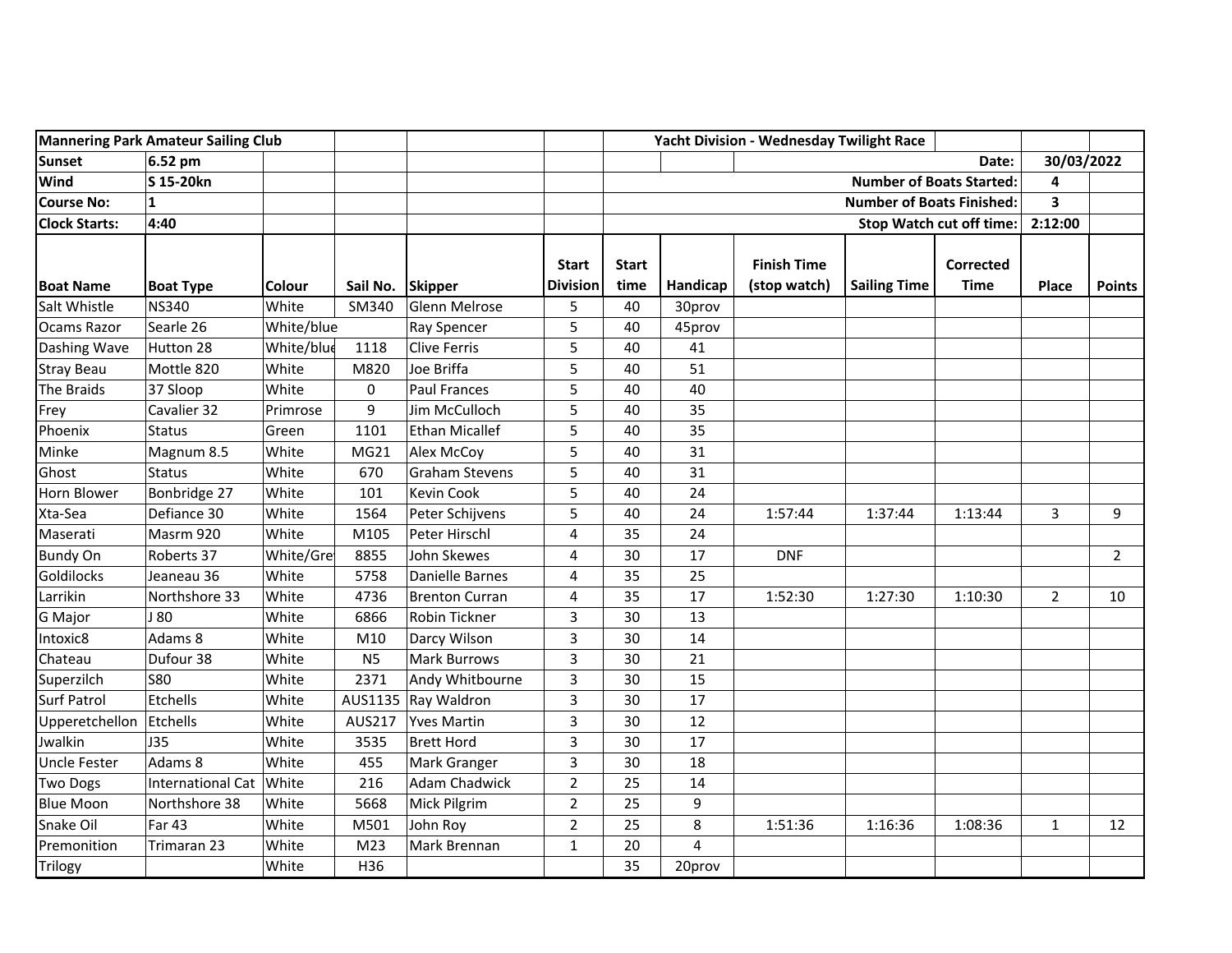| Mannering Park Amateur Sailing Club | | | | | | Yacht Division - Wednesday Twilight Race | | | | | | |
|---|---|---|---|---|---|---|---|---|---|---|---|---|
| Sunset | 6.52 pm | | | | | | | | | Date: | 30/03/2022 | |
| Wind | S 15-20kn | | | | | | | | | Number of Boats Started: | 4 | |
| Course No: | 1 | | | | | | | | | Number of Boats Finished: | 3 | |
| Clock Starts: | 4:40 | | | | | | | | | Stop Watch cut off time: | 2:12:00 | |
| **Boat Name** | **Boat Type** | **Colour** | **Sail No.** | **Skipper** | **Start Division** | **Start time** | **Handicap** | **Finish Time (stop watch)** | **Sailing Time** | **Corrected Time** | **Place** | **Points** |
| Salt Whistle | NS340 | White | SM340 | Glenn Melrose | 5 | 40 | 30prov | | | | | |
| Ocams Razor | Searle 26 | White/blue | | Ray Spencer | 5 | 40 | 45prov | | | | | |
| Dashing Wave | Hutton 28 | White/blue | 1118 | Clive Ferris | 5 | 40 | 41 | | | | | |
| Stray Beau | Mottle 820 | White | M820 | Joe Briffa | 5 | 40 | 51 | | | | | |
| The Braids | 37 Sloop | White | 0 | Paul Frances | 5 | 40 | 40 | | | | | |
| Frey | Cavalier 32 | Primrose | 9 | Jim McCulloch | 5 | 40 | 35 | | | | | |
| Phoenix | Status | Green | 1101 | Ethan Micallef | 5 | 40 | 35 | | | | | |
| Minke | Magnum 8.5 | White | MG21 | Alex McCoy | 5 | 40 | 31 | | | | | |
| Ghost | Status | White | 670 | Graham Stevens | 5 | 40 | 31 | | | | | |
| Horn Blower | Bonbridge 27 | White | 101 | Kevin Cook | 5 | 40 | 24 | | | | | |
| Xta-Sea | Defiance 30 | White | 1564 | Peter Schijvens | 5 | 40 | 24 | 1:57:44 | 1:37:44 | 1:13:44 | 3 | 9 |
| Maserati | Masrm 920 | White | M105 | Peter Hirschl | 4 | 35 | 24 | | | | | |
| Bundy On | Roberts 37 | White/Grey | 8855 | John Skewes | 4 | 30 | 17 | DNF | | | | 2 |
| Goldilocks | Jeaneau 36 | White | 5758 | Danielle Barnes | 4 | 35 | 25 | | | | | |
| Larrikin | Northshore 33 | White | 4736 | Brenton Curran | 4 | 35 | 17 | 1:52:30 | 1:27:30 | 1:10:30 | 2 | 10 |
| G Major | J 80 | White | 6866 | Robin Tickner | 3 | 30 | 13 | | | | | |
| Intoxic8 | Adams 8 | White | M10 | Darcy Wilson | 3 | 30 | 14 | | | | | |
| Chateau | Dufour 38 | White | N5 | Mark Burrows | 3 | 30 | 21 | | | | | |
| Superzilch | S80 | White | 2371 | Andy Whitbourne | 3 | 30 | 15 | | | | | |
| Surf Patrol | Etchells | White | AUS1135 | Ray Waldron | 3 | 30 | 17 | | | | | |
| Upperetchellon | Etchells | White | AUS217 | Yves Martin | 3 | 30 | 12 | | | | | |
| Jwalkin | J35 | White | 3535 | Brett Hord | 3 | 30 | 17 | | | | | |
| Uncle Fester | Adams 8 | White | 455 | Mark Granger | 3 | 30 | 18 | | | | | |
| Two Dogs | International Cat | White | 216 | Adam Chadwick | 2 | 25 | 14 | | | | | |
| Blue Moon | Northshore 38 | White | 5668 | Mick Pilgrim | 2 | 25 | 9 | | | | | |
| Snake Oil | Far 43 | White | M501 | John Roy | 2 | 25 | 8 | 1:51:36 | 1:16:36 | 1:08:36 | 1 | 12 |
| Premonition | Trimaran 23 | White | M23 | Mark Brennan | 1 | 20 | 4 | | | | | |
| Trilogy | | White | H36 | | | 35 | 20prov | | | | | |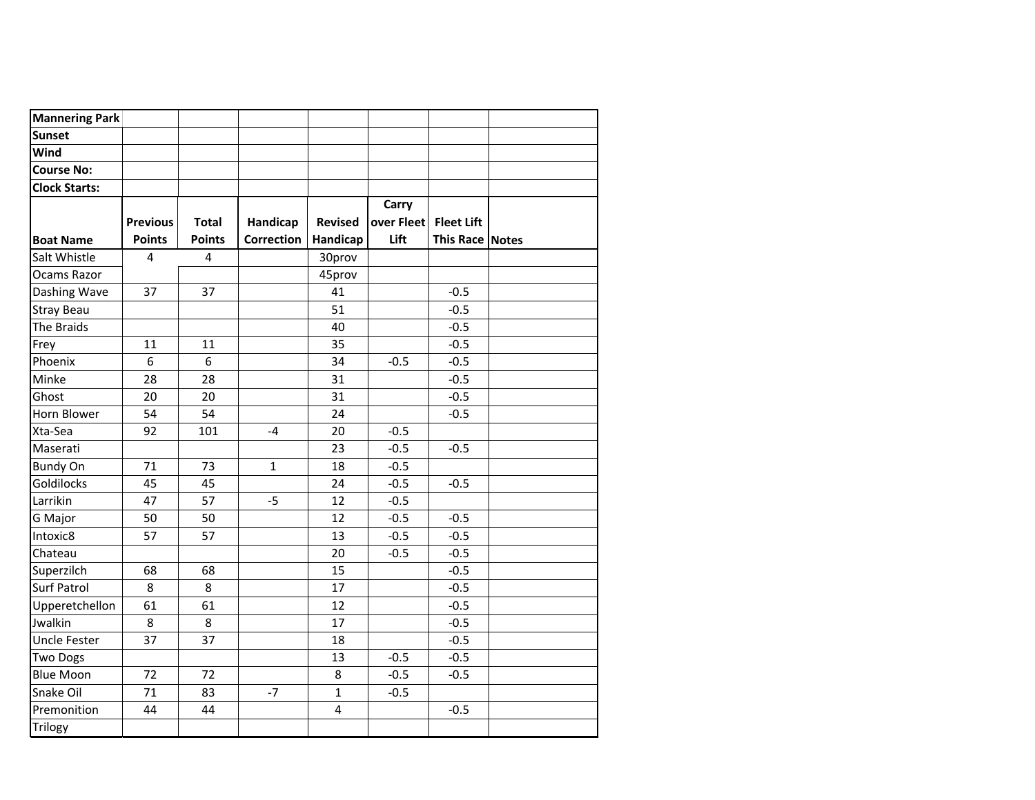| | | | | | | | |
|---|---|---|---|---|---|---|---|
| **Mannering Park** | | | | | | | |
| **Sunset** | | | | | | | |
| **Wind** | | | | | | | |
| **Course No:** | | | | | | | |
| **Clock Starts:** | | | | | | | |
| **Boat Name** | **Previous Points** | **Total Points** | **Handicap Correction** | **Revised Handicap** | **Carry over Fleet Lift** | **Fleet Lift This Race** | **Notes** |
| Salt Whistle | 4 | 4 | | 30prov | | | |
| Ocams Razor | | | | 45prov | | | |
| Dashing Wave | 37 | 37 | | 41 | | -0.5 | |
| Stray Beau | | | | 51 | | -0.5 | |
| The Braids | | | | 40 | | -0.5 | |
| Frey | 11 | 11 | | 35 | | -0.5 | |
| Phoenix | 6 | 6 | | 34 | -0.5 | -0.5 | |
| Minke | 28 | 28 | | 31 | | -0.5 | |
| Ghost | 20 | 20 | | 31 | | -0.5 | |
| Horn Blower | 54 | 54 | | 24 | | -0.5 | |
| Xta-Sea | 92 | 101 | -4 | 20 | -0.5 | | |
| Maserati | | | | 23 | -0.5 | -0.5 | |
| Bundy On | 71 | 73 | 1 | 18 | -0.5 | | |
| Goldilocks | 45 | 45 | | 24 | -0.5 | -0.5 | |
| Larrikin | 47 | 57 | -5 | 12 | -0.5 | | |
| G Major | 50 | 50 | | 12 | -0.5 | -0.5 | |
| Intoxic8 | 57 | 57 | | 13 | -0.5 | -0.5 | |
| Chateau | | | | 20 | -0.5 | -0.5 | |
| Superzilch | 68 | 68 | | 15 | | -0.5 | |
| Surf Patrol | 8 | 8 | | 17 | | -0.5 | |
| Upperetchellon | 61 | 61 | | 12 | | -0.5 | |
| Jwalkin | 8 | 8 | | 17 | | -0.5 | |
| Uncle Fester | 37 | 37 | | 18 | | -0.5 | |
| Two Dogs | | | | 13 | -0.5 | -0.5 | |
| Blue Moon | 72 | 72 | | 8 | -0.5 | -0.5 | |
| Snake Oil | 71 | 83 | -7 | 1 | -0.5 | | |
| Premonition | 44 | 44 | | 4 | | -0.5 | |
| Trilogy | | | | | | | |